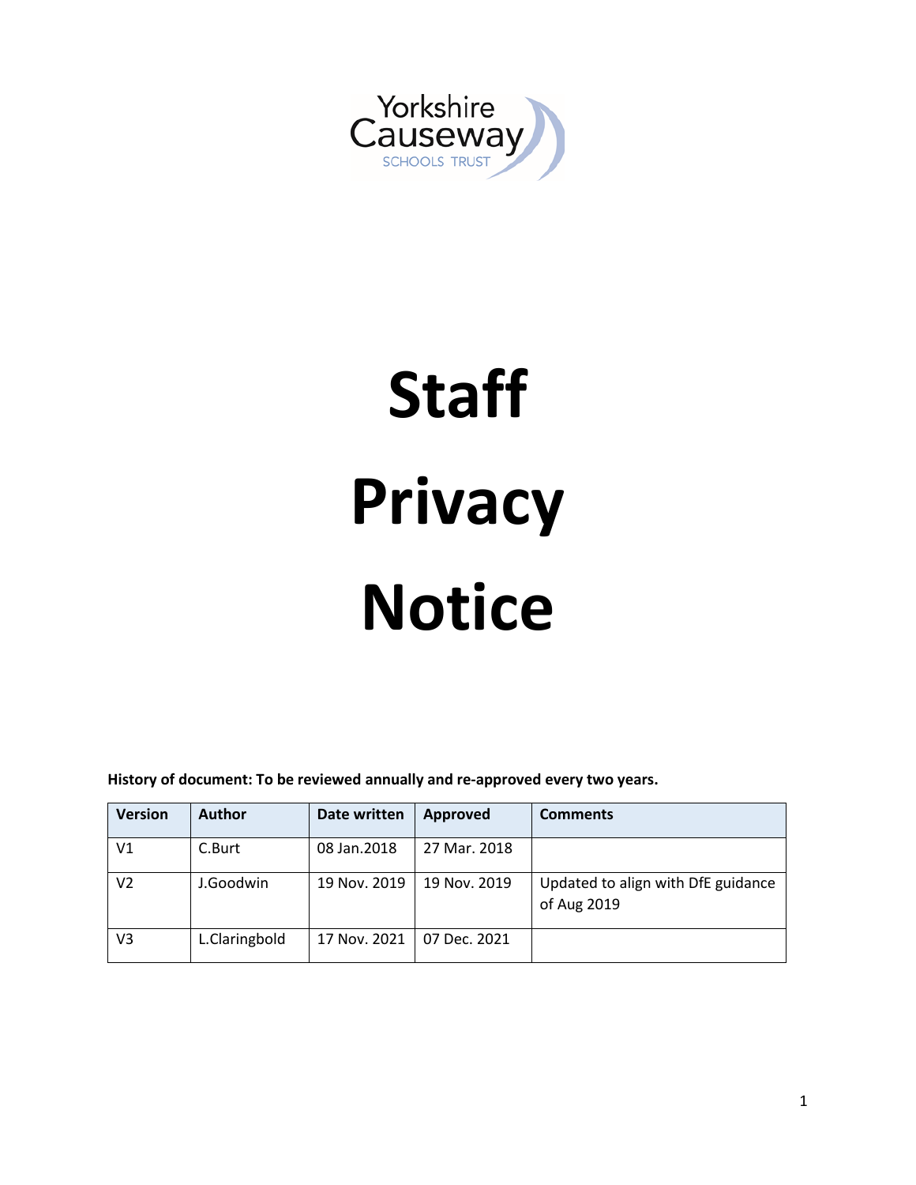Yorkshire Causeway

SCHOOLS TRUST

# Staff Privacy Notice

**History of document: To be reviewed annually and re-approved every two years.**

| Version | Author | Date written | Approved | Comments |
|---|---|---|---|---|
| V1 | C.Burt | 08 Jan.2018 | 27 Mar. 2018 | |
| V2 | J.Goodwin | 19 Nov. 2019 | 19 Nov. 2019 | Updated to align with DfE guidance of Aug 2019 |
| V3 | L.Claringbold | 17 Nov. 2021 | 07 Dec. 2021 | |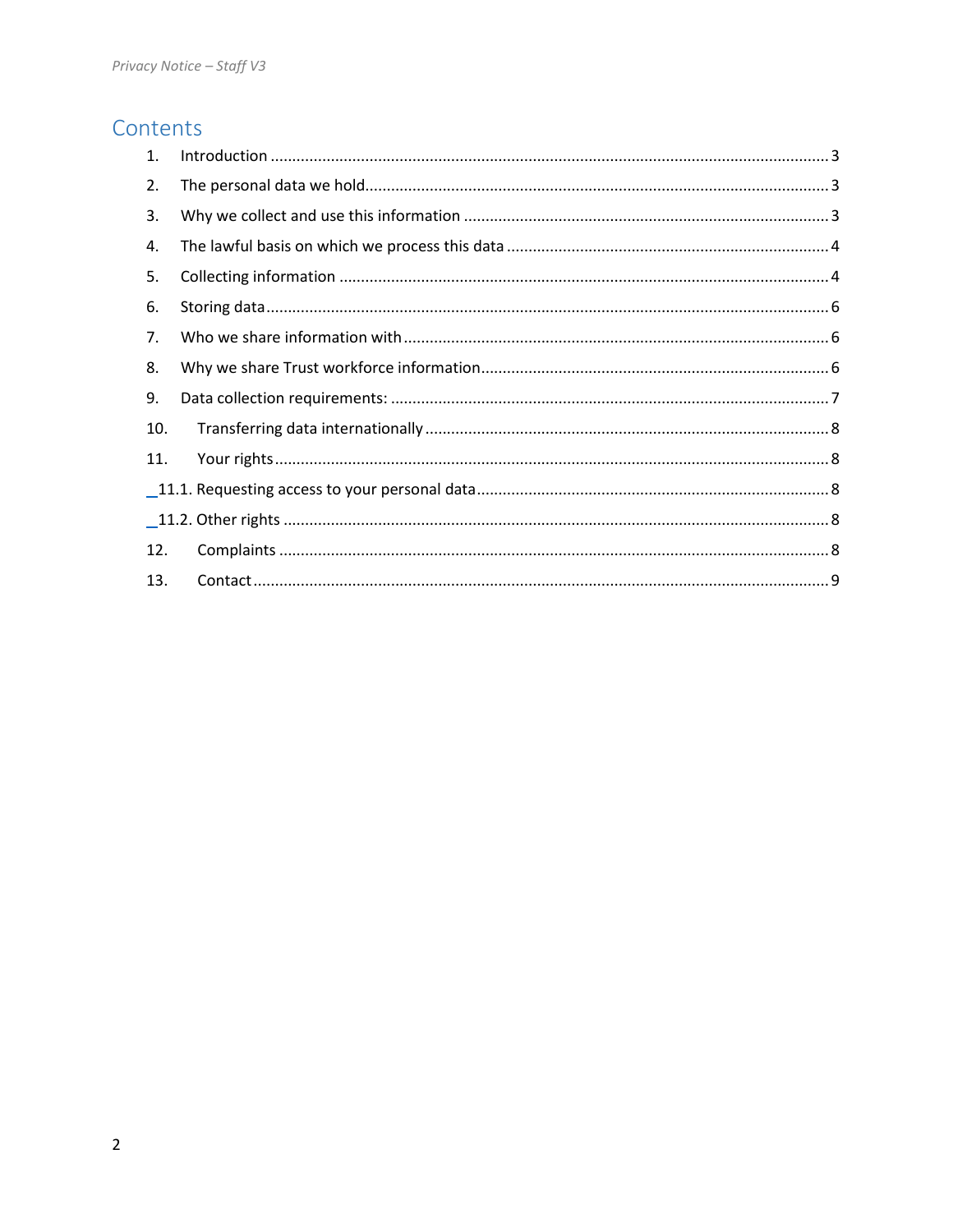# Contents

1. Introduction ........................................................................................................................ 3
2. The personal data we hold.................................................................................................. 3
3. Why we collect and use this information ........................................................................... 3
4. The lawful basis on which we process this data ................................................................. 4
5. Collecting information ....................................................................................................... 4
6. Storing data......................................................................................................................... 6
7. Who we share information with.......................................................................................... 6
8. Why we share Trust workforce information........................................................................ 6
9. Data collection requirements: ............................................................................................. 7
10. Transferring data internationally ...................................................................................... 8
11. Your rights......................................................................................................................... 8
    - 11.1. Requesting access to your personal data.................................................................. 8
    - 11.2. Other rights .............................................................................................................. 8
12. Complaints ........................................................................................................................ 8
13. Contact............................................................................................................................... 9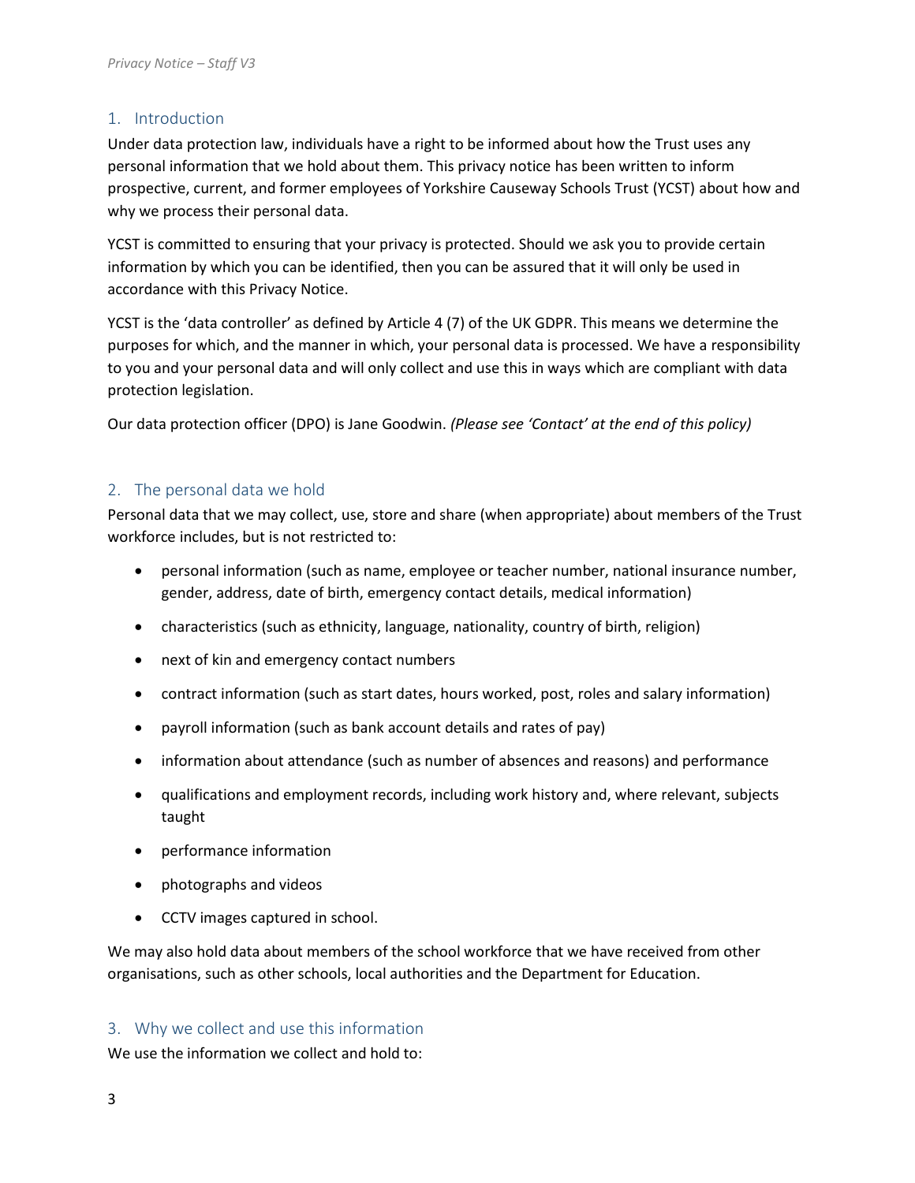## 1. Introduction

Under data protection law, individuals have a right to be informed about how the Trust uses any personal information that we hold about them. This privacy notice has been written to inform prospective, current, and former employees of Yorkshire Causeway Schools Trust (YCST) about how and why we process their personal data.

YCST is committed to ensuring that your privacy is protected. Should we ask you to provide certain information by which you can be identified, then you can be assured that it will only be used in accordance with this Privacy Notice.

YCST is the 'data controller' as defined by Article 4 (7) of the UK GDPR. This means we determine the purposes for which, and the manner in which, your personal data is processed. We have a responsibility to you and your personal data and will only collect and use this in ways which are compliant with data protection legislation.

Our data protection officer (DPO) is Jane Goodwin. *(Please see 'Contact' at the end of this policy)*

## 2. The personal data we hold

Personal data that we may collect, use, store and share (when appropriate) about members of the Trust workforce includes, but is not restricted to:

- personal information (such as name, employee or teacher number, national insurance number, gender, address, date of birth, emergency contact details, medical information)
- characteristics (such as ethnicity, language, nationality, country of birth, religion)
- next of kin and emergency contact numbers
- contract information (such as start dates, hours worked, post, roles and salary information)
- payroll information (such as bank account details and rates of pay)
- information about attendance (such as number of absences and reasons) and performance
- qualifications and employment records, including work history and, where relevant, subjects taught
- performance information
- photographs and videos
- CCTV images captured in school.

We may also hold data about members of the school workforce that we have received from other organisations, such as other schools, local authorities and the Department for Education.

## 3. Why we collect and use this information

We use the information we collect and hold to: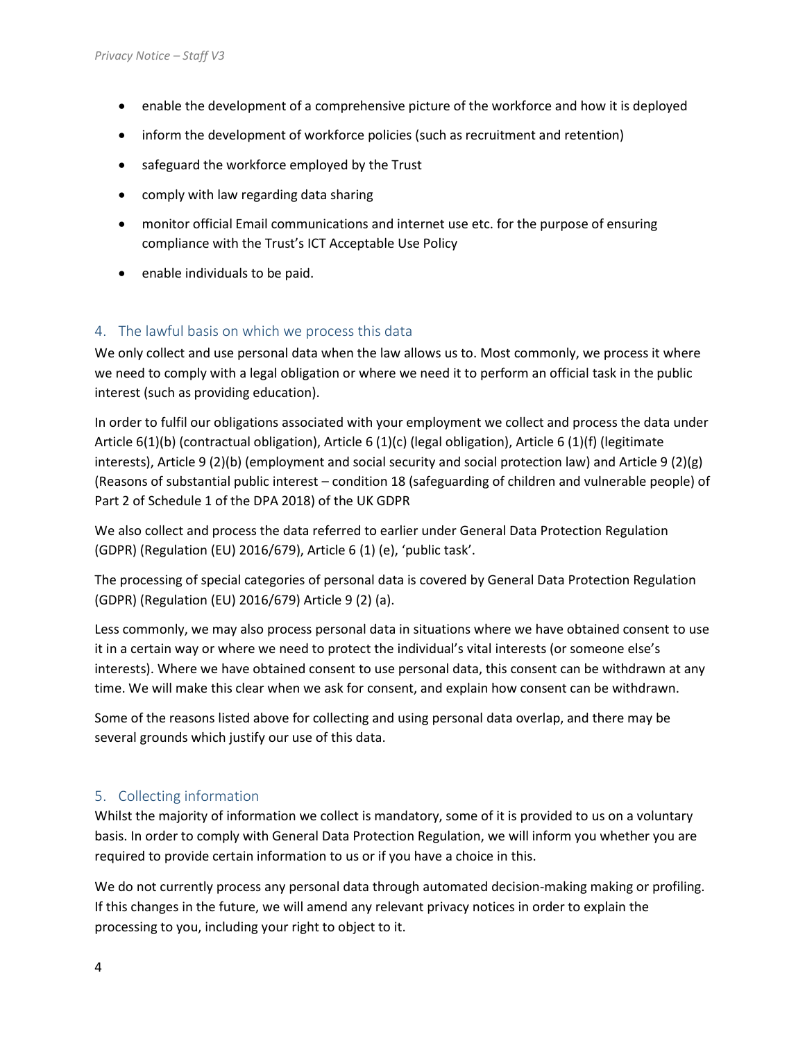- enable the development of a comprehensive picture of the workforce and how it is deployed
- inform the development of workforce policies (such as recruitment and retention)
- safeguard the workforce employed by the Trust
- comply with law regarding data sharing
- monitor official Email communications and internet use etc. for the purpose of ensuring compliance with the Trust's ICT Acceptable Use Policy
- enable individuals to be paid.

## 4. The lawful basis on which we process this data

We only collect and use personal data when the law allows us to. Most commonly, we process it where we need to comply with a legal obligation or where we need it to perform an official task in the public interest (such as providing education).

In order to fulfil our obligations associated with your employment we collect and process the data under Article 6(1)(b) (contractual obligation), Article 6 (1)(c) (legal obligation), Article 6 (1)(f) (legitimate interests), Article 9 (2)(b) (employment and social security and social protection law) and Article 9 (2)(g) (Reasons of substantial public interest – condition 18 (safeguarding of children and vulnerable people) of Part 2 of Schedule 1 of the DPA 2018) of the UK GDPR

We also collect and process the data referred to earlier under General Data Protection Regulation (GDPR) (Regulation (EU) 2016/679), Article 6 (1) (e), 'public task'.

The processing of special categories of personal data is covered by General Data Protection Regulation (GDPR) (Regulation (EU) 2016/679) Article 9 (2) (a).

Less commonly, we may also process personal data in situations where we have obtained consent to use it in a certain way or where we need to protect the individual's vital interests (or someone else's interests). Where we have obtained consent to use personal data, this consent can be withdrawn at any time. We will make this clear when we ask for consent, and explain how consent can be withdrawn.

Some of the reasons listed above for collecting and using personal data overlap, and there may be several grounds which justify our use of this data.

## 5. Collecting information

Whilst the majority of information we collect is mandatory, some of it is provided to us on a voluntary basis. In order to comply with General Data Protection Regulation, we will inform you whether you are required to provide certain information to us or if you have a choice in this.

We do not currently process any personal data through automated decision-making making or profiling. If this changes in the future, we will amend any relevant privacy notices in order to explain the processing to you, including your right to object to it.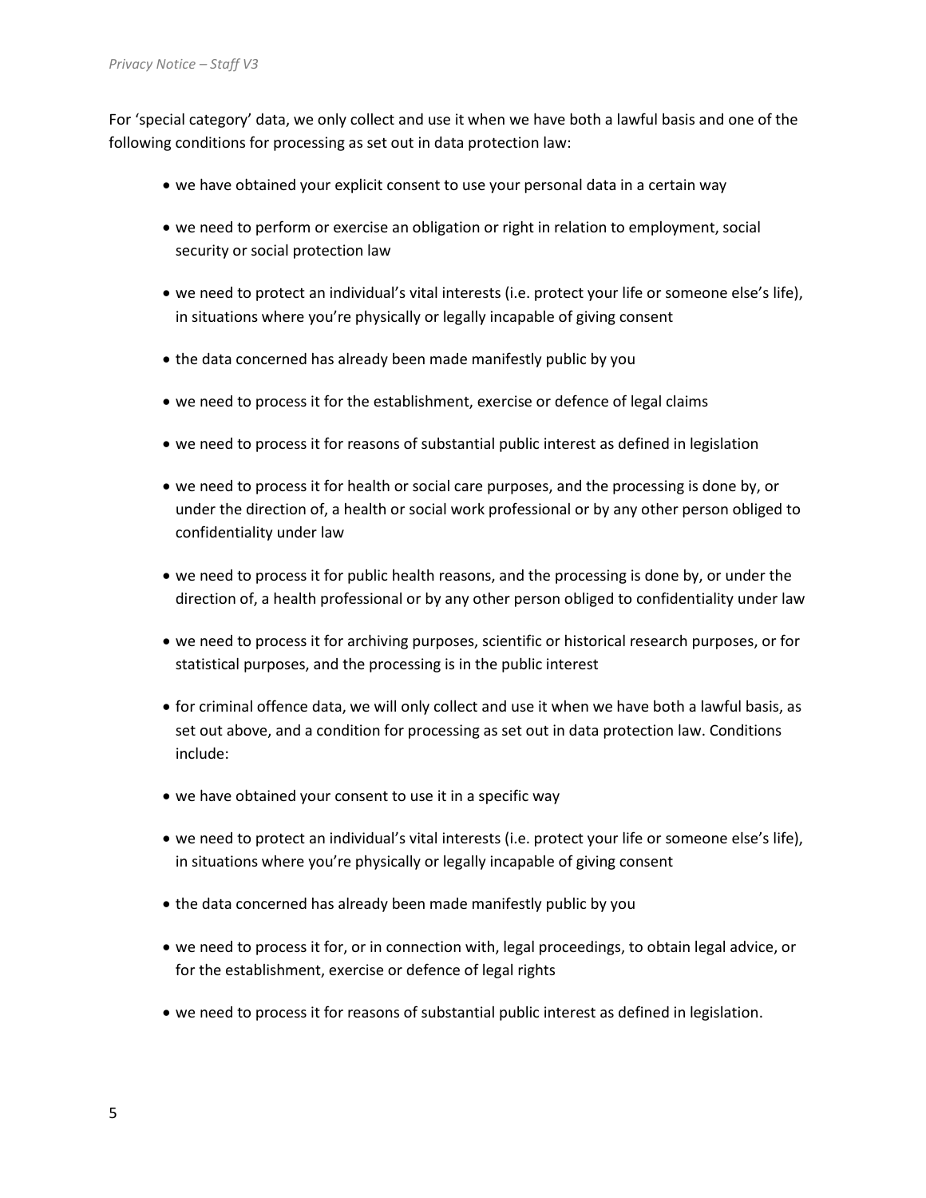For 'special category' data, we only collect and use it when we have both a lawful basis and one of the following conditions for processing as set out in data protection law:

- we have obtained your explicit consent to use your personal data in a certain way
- we need to perform or exercise an obligation or right in relation to employment, social security or social protection law
- we need to protect an individual's vital interests (i.e. protect your life or someone else's life), in situations where you're physically or legally incapable of giving consent
- the data concerned has already been made manifestly public by you
- we need to process it for the establishment, exercise or defence of legal claims
- we need to process it for reasons of substantial public interest as defined in legislation
- we need to process it for health or social care purposes, and the processing is done by, or under the direction of, a health or social work professional or by any other person obliged to confidentiality under law
- we need to process it for public health reasons, and the processing is done by, or under the direction of, a health professional or by any other person obliged to confidentiality under law
- we need to process it for archiving purposes, scientific or historical research purposes, or for statistical purposes, and the processing is in the public interest
- for criminal offence data, we will only collect and use it when we have both a lawful basis, as set out above, and a condition for processing as set out in data protection law. Conditions include:
- we have obtained your consent to use it in a specific way
- we need to protect an individual's vital interests (i.e. protect your life or someone else's life), in situations where you're physically or legally incapable of giving consent
- the data concerned has already been made manifestly public by you
- we need to process it for, or in connection with, legal proceedings, to obtain legal advice, or for the establishment, exercise or defence of legal rights
- we need to process it for reasons of substantial public interest as defined in legislation.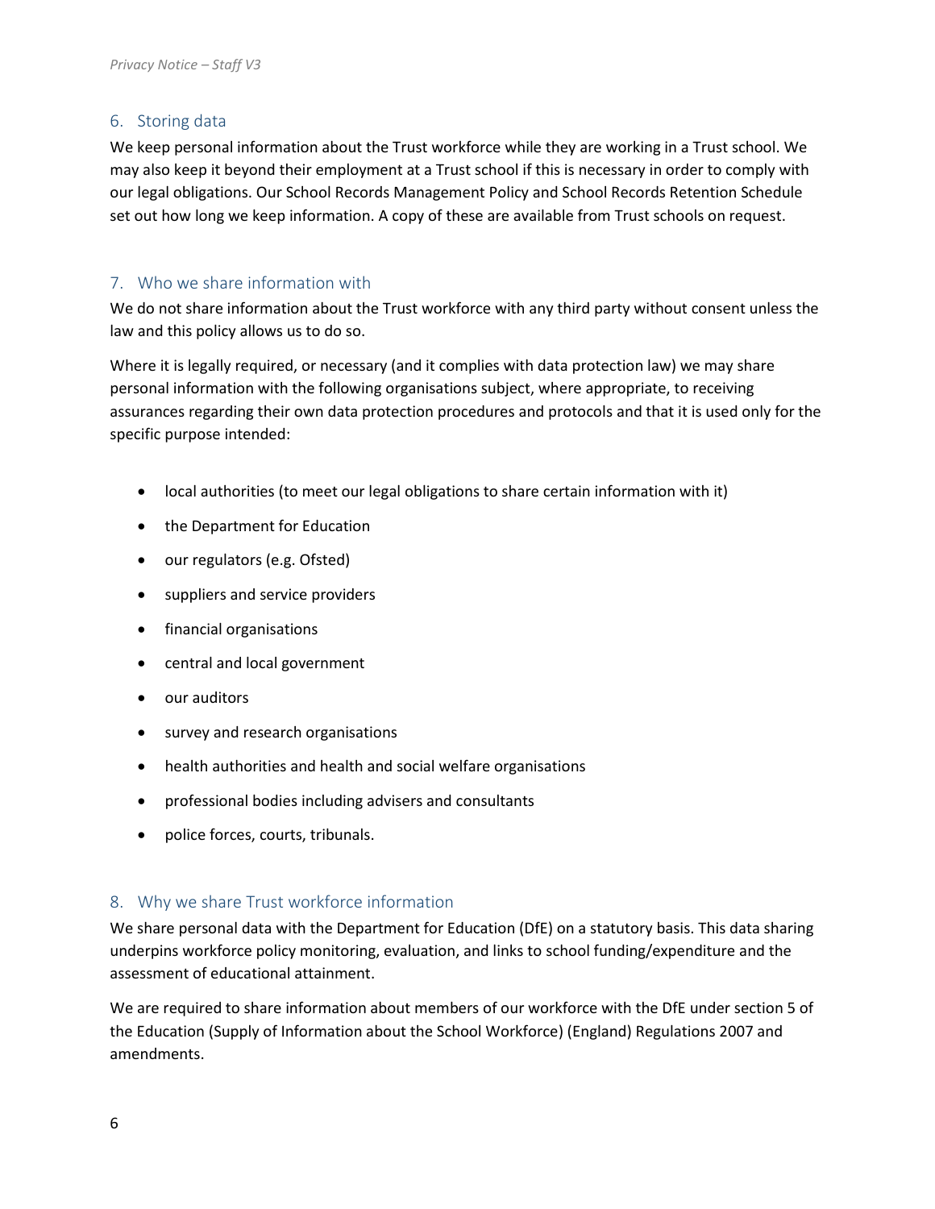## 6. Storing data

We keep personal information about the Trust workforce while they are working in a Trust school. We may also keep it beyond their employment at a Trust school if this is necessary in order to comply with our legal obligations. Our School Records Management Policy and School Records Retention Schedule set out how long we keep information. A copy of these are available from Trust schools on request.

## 7. Who we share information with

We do not share information about the Trust workforce with any third party without consent unless the law and this policy allows us to do so.

Where it is legally required, or necessary (and it complies with data protection law) we may share personal information with the following organisations subject, where appropriate, to receiving assurances regarding their own data protection procedures and protocols and that it is used only for the specific purpose intended:

- local authorities (to meet our legal obligations to share certain information with it)
- the Department for Education
- our regulators (e.g. Ofsted)
- suppliers and service providers
- financial organisations
- central and local government
- our auditors
- survey and research organisations
- health authorities and health and social welfare organisations
- professional bodies including advisers and consultants
- police forces, courts, tribunals.

## 8. Why we share Trust workforce information

We share personal data with the Department for Education (DfE) on a statutory basis. This data sharing underpins workforce policy monitoring, evaluation, and links to school funding/expenditure and the assessment of educational attainment.

We are required to share information about members of our workforce with the DfE under section 5 of the Education (Supply of Information about the School Workforce) (England) Regulations 2007 and amendments.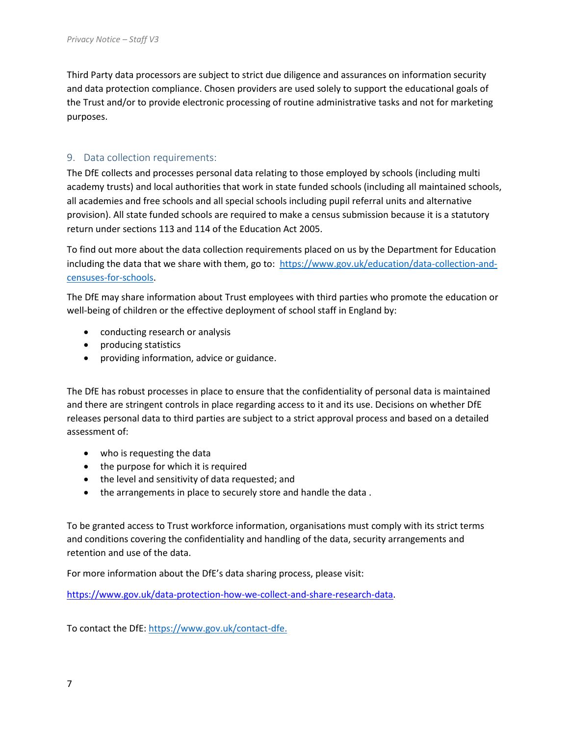Third Party data processors are subject to strict due diligence and assurances on information security and data protection compliance. Chosen providers are used solely to support the educational goals of the Trust and/or to provide electronic processing of routine administrative tasks and not for marketing purposes.

## 9. Data collection requirements:

The DfE collects and processes personal data relating to those employed by schools (including multi academy trusts) and local authorities that work in state funded schools (including all maintained schools, all academies and free schools and all special schools including pupil referral units and alternative provision). All state funded schools are required to make a census submission because it is a statutory return under sections 113 and 114 of the Education Act 2005.

To find out more about the data collection requirements placed on us by the Department for Education including the data that we share with them, go to: [https://www.gov.uk/education/data-collection-and-censuses-for-schools](https://www.gov.uk/education/data-collection-and-censuses-for-schools).

The DfE may share information about Trust employees with third parties who promote the education or well-being of children or the effective deployment of school staff in England by:

- conducting research or analysis
- producing statistics
- providing information, advice or guidance.

The DfE has robust processes in place to ensure that the confidentiality of personal data is maintained and there are stringent controls in place regarding access to it and its use. Decisions on whether DfE releases personal data to third parties are subject to a strict approval process and based on a detailed assessment of:

- who is requesting the data
- the purpose for which it is required
- the level and sensitivity of data requested; and
- the arrangements in place to securely store and handle the data .

To be granted access to Trust workforce information, organisations must comply with its strict terms and conditions covering the confidentiality and handling of the data, security arrangements and retention and use of the data.

For more information about the DfE's data sharing process, please visit:

[https://www.gov.uk/data-protection-how-we-collect-and-share-research-data](https://www.gov.uk/data-protection-how-we-collect-and-share-research-data).

To contact the DfE: [https://www.gov.uk/contact-dfe.](https://www.gov.uk/contact-dfe)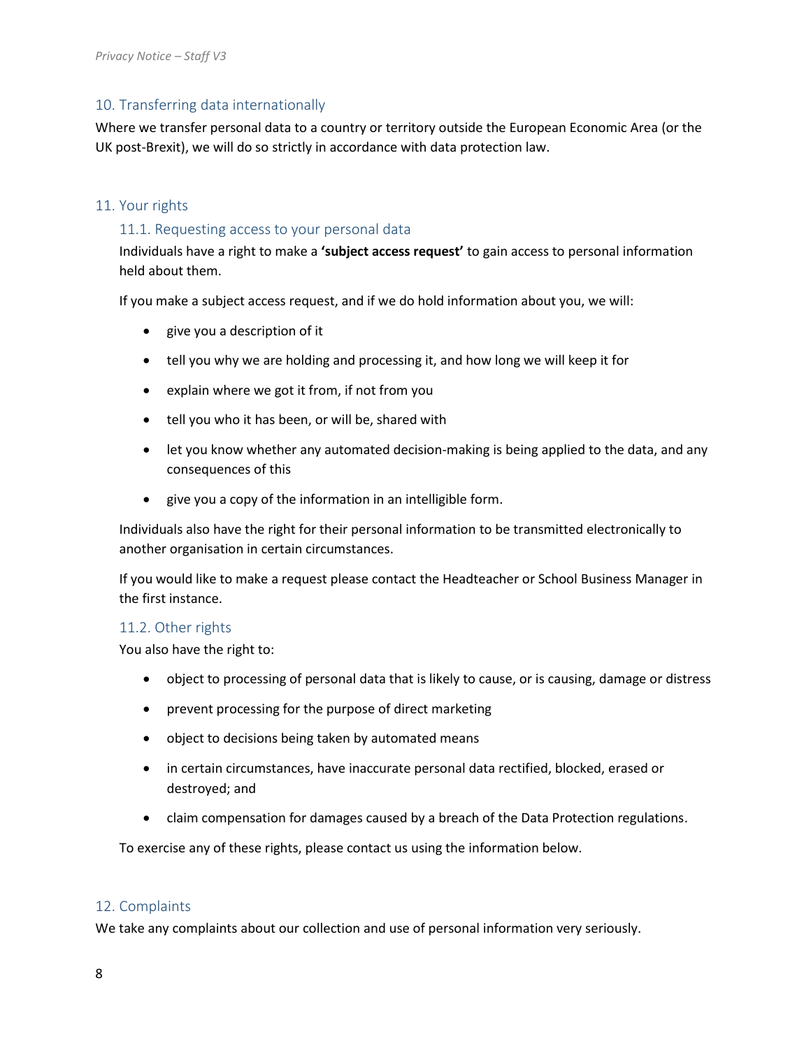## 10. Transferring data internationally

Where we transfer personal data to a country or territory outside the European Economic Area (or the UK post-Brexit), we will do so strictly in accordance with data protection law.

## 11. Your rights

### 11.1. Requesting access to your personal data

Individuals have a right to make a **'subject access request'** to gain access to personal information held about them.

If you make a subject access request, and if we do hold information about you, we will:

- give you a description of it
- tell you why we are holding and processing it, and how long we will keep it for
- explain where we got it from, if not from you
- tell you who it has been, or will be, shared with
- let you know whether any automated decision-making is being applied to the data, and any consequences of this
- give you a copy of the information in an intelligible form.

Individuals also have the right for their personal information to be transmitted electronically to another organisation in certain circumstances.

If you would like to make a request please contact the Headteacher or School Business Manager in the first instance.

### 11.2. Other rights

You also have the right to:

- object to processing of personal data that is likely to cause, or is causing, damage or distress
- prevent processing for the purpose of direct marketing
- object to decisions being taken by automated means
- in certain circumstances, have inaccurate personal data rectified, blocked, erased or destroyed; and
- claim compensation for damages caused by a breach of the Data Protection regulations.

To exercise any of these rights, please contact us using the information below.

## 12. Complaints

We take any complaints about our collection and use of personal information very seriously.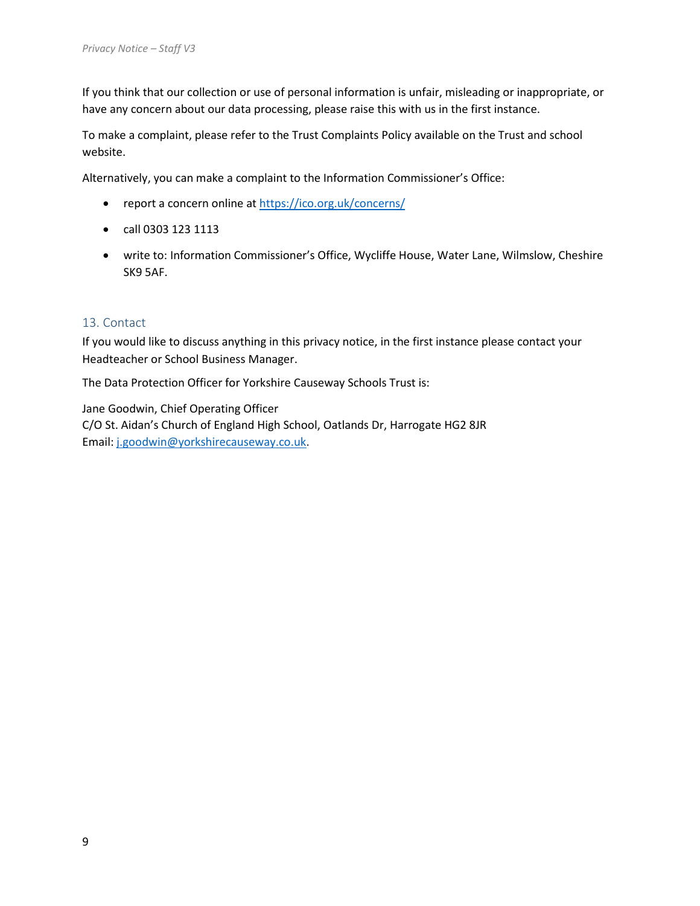If you think that our collection or use of personal information is unfair, misleading or inappropriate, or have any concern about our data processing, please raise this with us in the first instance.

To make a complaint, please refer to the Trust Complaints Policy available on the Trust and school website.

Alternatively, you can make a complaint to the Information Commissioner's Office:

- report a concern online at https://ico.org.uk/concerns/
- call 0303 123 1113
- write to: Information Commissioner's Office, Wycliffe House, Water Lane, Wilmslow, Cheshire SK9 5AF.

## 13. Contact

If you would like to discuss anything in this privacy notice, in the first instance please contact your Headteacher or School Business Manager.

The Data Protection Officer for Yorkshire Causeway Schools Trust is:

Jane Goodwin, Chief Operating Officer
C/O St. Aidan's Church of England High School, Oatlands Dr, Harrogate HG2 8JR
Email: j.goodwin@yorkshirecauseway.co.uk.